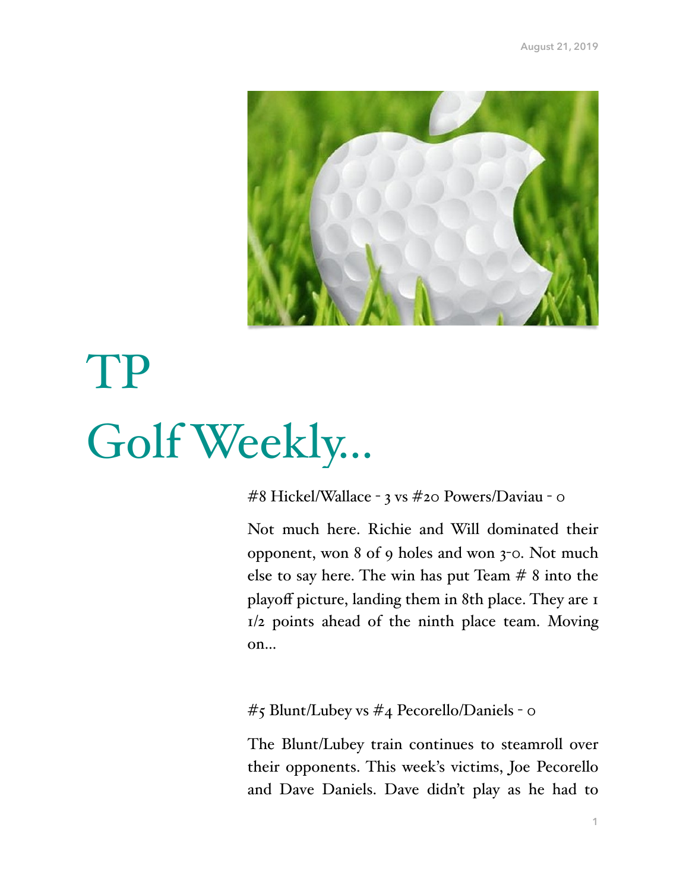August 21, 2019

# TP

# Golf Weekly…

#8 Hickel/Wallace - 3 vs #20 Powers/Daviau - 0

Not much here. Richie and Will dominated their opponent, won 8 of 9 holes and won 3-0. Not much else to say here. The win has put Team # 8 into the playoff picture, landing them in 8th place. They are 1 1/2 points ahead of the ninth place team. Moving on…

#5 Blunt/Lubey vs #4 Pecorello/Daniels - 0

The Blunt/Lubey train continues to steamroll over their opponents. This week's victims, Joe Pecorello and Dave Daniels. Dave didn't play as he had to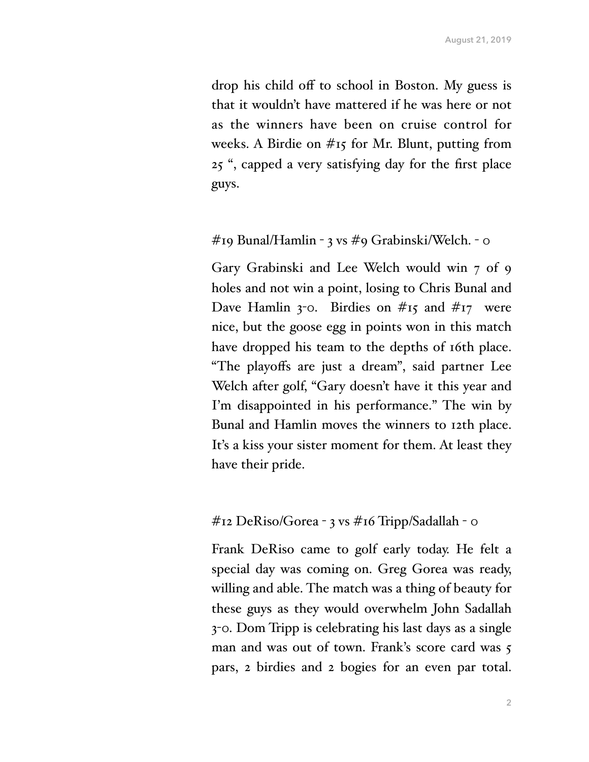drop his child off to school in Boston. My guess is that it wouldn't have mattered if he was here or not as the winners have been on cruise control for weeks. A Birdie on #15 for Mr. Blunt, putting from 25 ", capped a very satisfying day for the first place guys.

#19 Bunal/Hamlin - 3 vs #9 Grabinski/Welch. - 0

Gary Grabinski and Lee Welch would win 7 of 9 holes and not win a point, losing to Chris Bunal and Dave Hamlin 3-0. Birdies on #15 and #17 were nice, but the goose egg in points won in this match have dropped his team to the depths of 16th place. "The playoffs are just a dream", said partner Lee Welch after golf, "Gary doesn't have it this year and I'm disappointed in his performance." The win by Bunal and Hamlin moves the winners to 12th place. It's a kiss your sister moment for them. At least they have their pride.

#12 DeRiso/Gorea - 3 vs #16 Tripp/Sadallah - 0

Frank DeRiso came to golf early today. He felt a special day was coming on. Greg Gorea was ready, willing and able. The match was a thing of beauty for these guys as they would overwhelm John Sadallah 3-0. Dom Tripp is celebrating his last days as a single man and was out of town. Frank's score card was 5 pars, 2 birdies and 2 bogies for an even par total.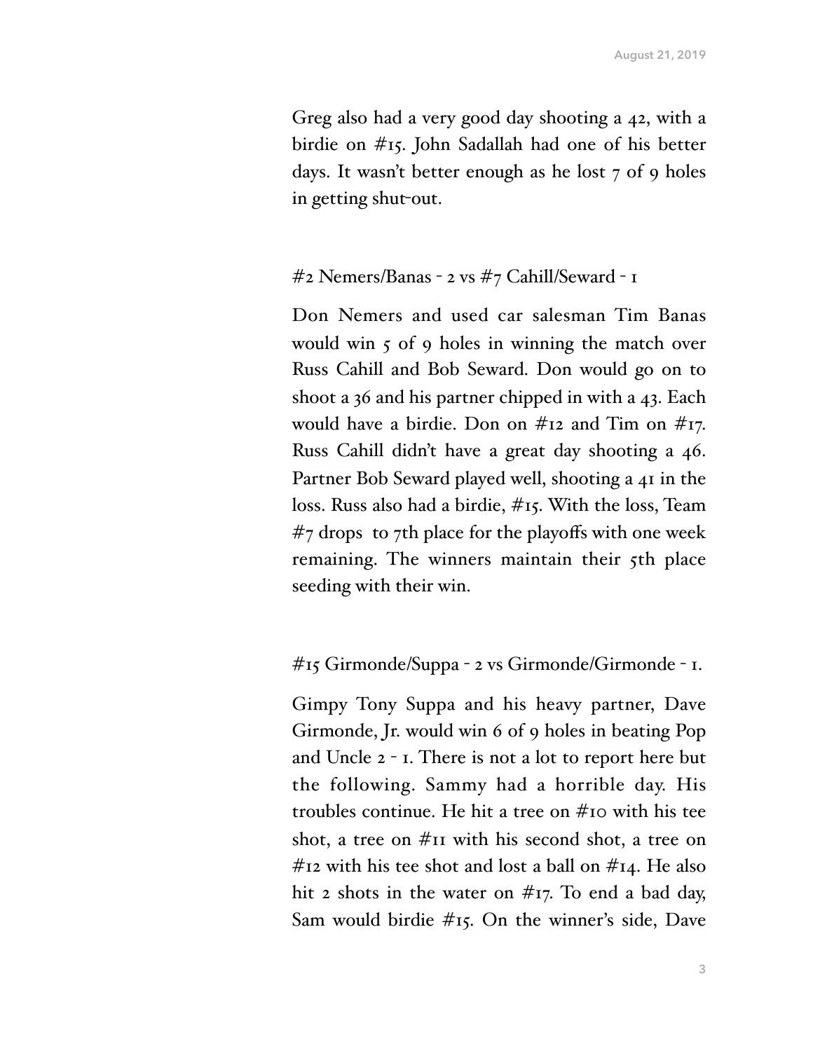Greg also had a very good day shooting a 42, with a birdie on #15. John Sadallah had one of his better days. It wasn't better enough as he lost 7 of 9 holes in getting shut-out.

#2 Nemers/Banas - 2 vs #7 Cahill/Seward - 1

Don Nemers and used car salesman Tim Banas would win 5 of 9 holes in winning the match over Russ Cahill and Bob Seward. Don would go on to shoot a 36 and his partner chipped in with a 43. Each would have a birdie. Don on #12 and Tim on #17. Russ Cahill didn't have a great day shooting a 46. Partner Bob Seward played well, shooting a 41 in the loss. Russ also had a birdie, #15. With the loss, Team #7 drops to 7th place for the playoffs with one week remaining. The winners maintain their 5th place seeding with their win.

#15 Girmonde/Suppa - 2 vs Girmonde/Girmonde - 1.

Gimpy Tony Suppa and his heavy partner, Dave Girmonde, Jr. would win 6 of 9 holes in beating Pop and Uncle 2 - 1. There is not a lot to report here but the following. Sammy had a horrible day. His troubles continue. He hit a tree on #10 with his tee shot, a tree on #11 with his second shot, a tree on #12 with his tee shot and lost a ball on #14. He also hit 2 shots in the water on #17. To end a bad day, Sam would birdie #15. On the winner's side, Dave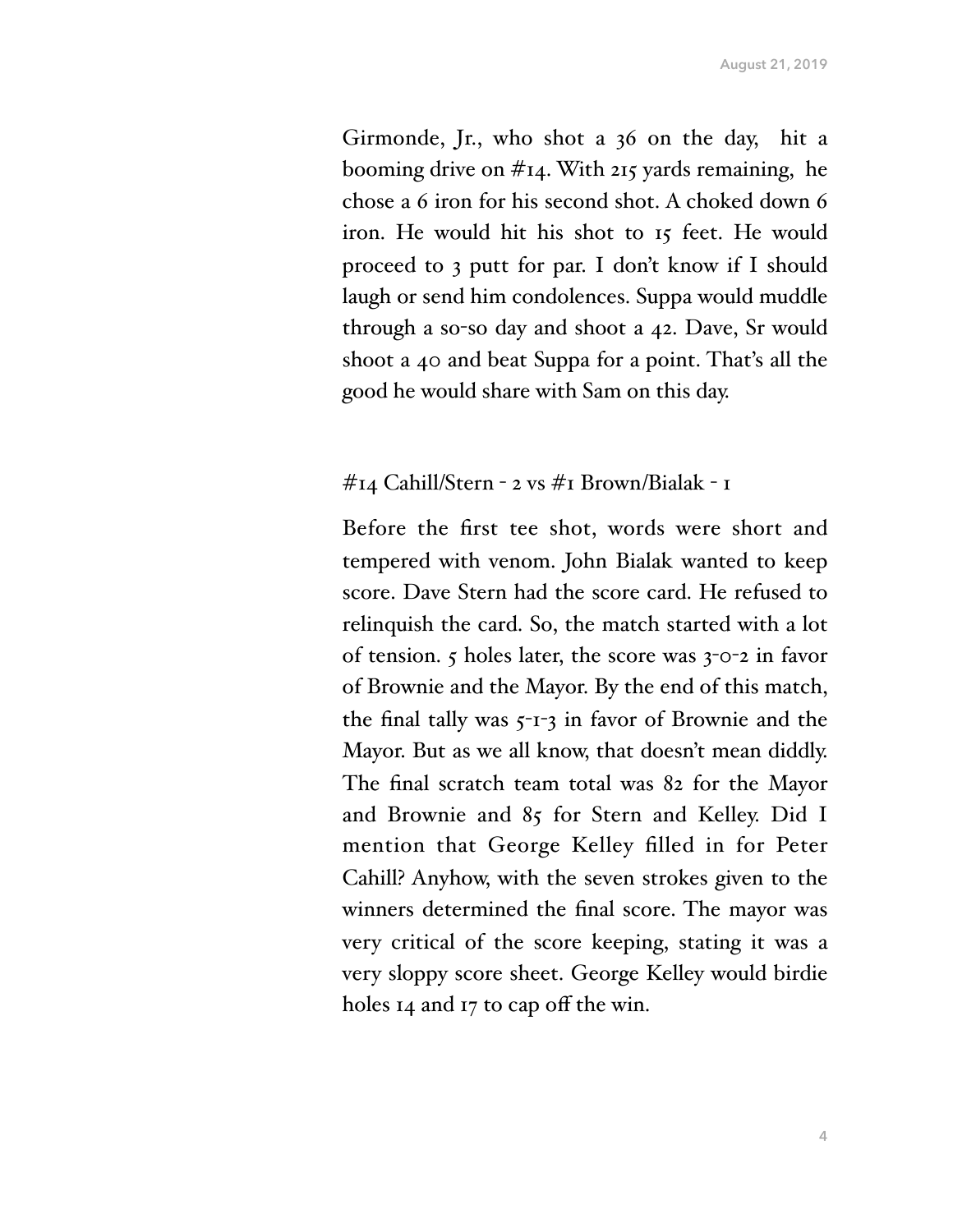Girmonde, Jr., who shot a 36 on the day,  hit a booming drive on #14. With 215 yards remaining,  he chose a 6 iron for his second shot. A choked down 6 iron. He would hit his shot to 15 feet. He would proceed to 3 putt for par. I don't know if I should laugh or send him condolences. Suppa would muddle through a so-so day and shoot a 42. Dave, Sr would shoot a 40 and beat Suppa for a point. That's all the good he would share with Sam on this day.

#14 Cahill/Stern - 2 vs #1 Brown/Bialak - 1

Before the first tee shot, words were short and tempered with venom. John Bialak wanted to keep score. Dave Stern had the score card. He refused to relinquish the card. So, the match started with a lot of tension. 5 holes later, the score was 3-0-2 in favor of Brownie and the Mayor. By the end of this match, the final tally was 5-1-3 in favor of Brownie and the Mayor. But as we all know, that doesn't mean diddly. The final scratch team total was 82 for the Mayor and Brownie and 85 for Stern and Kelley. Did I mention that George Kelley filled in for Peter Cahill? Anyhow, with the seven strokes given to the winners determined the final score. The mayor was very critical of the score keeping, stating it was a very sloppy score sheet. George Kelley would birdie holes 14 and 17 to cap off the win.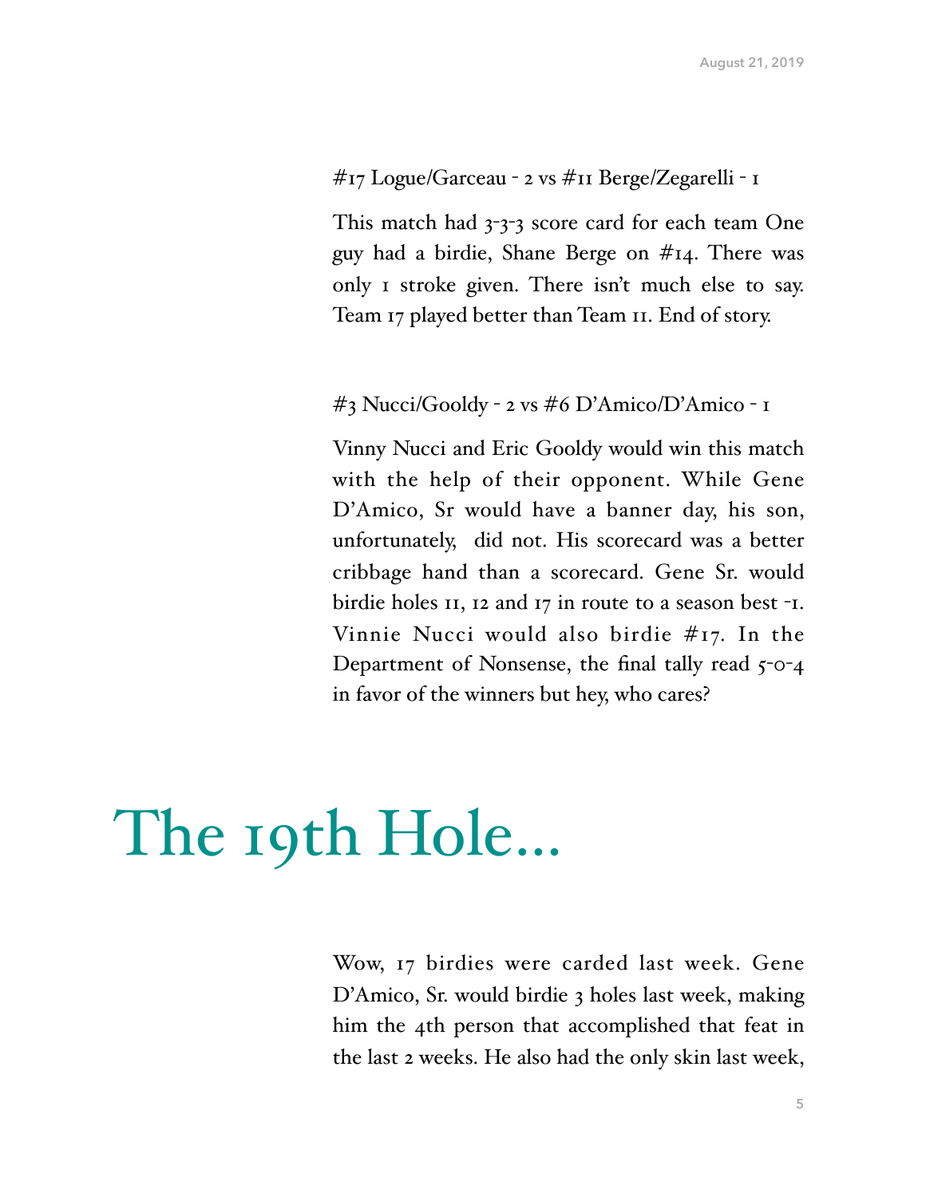#17 Logue/Garceau - 2 vs #11 Berge/Zegarelli - 1

This match had 3-3-3 score card for each team One guy had a birdie, Shane Berge on #14. There was only 1 stroke given. There isn't much else to say. Team 17 played better than Team 11. End of story.

#3 Nucci/Gooldy - 2 vs #6 D'Amico/D'Amico - 1

Vinny Nucci and Eric Gooldy would win this match with the help of their opponent. While Gene D'Amico, Sr would have a banner day, his son, unfortunately, did not. His scorecard was a better cribbage hand than a scorecard. Gene Sr. would birdie holes 11, 12 and 17 in route to a season best -1. Vinnie Nucci would also birdie #17. In the Department of Nonsense, the final tally read 5-0-4 in favor of the winners but hey, who cares?

# The 19th Hole…

Wow, 17 birdies were carded last week. Gene D'Amico, Sr. would birdie 3 holes last week, making him the 4th person that accomplished that feat in the last 2 weeks. He also had the only skin last week,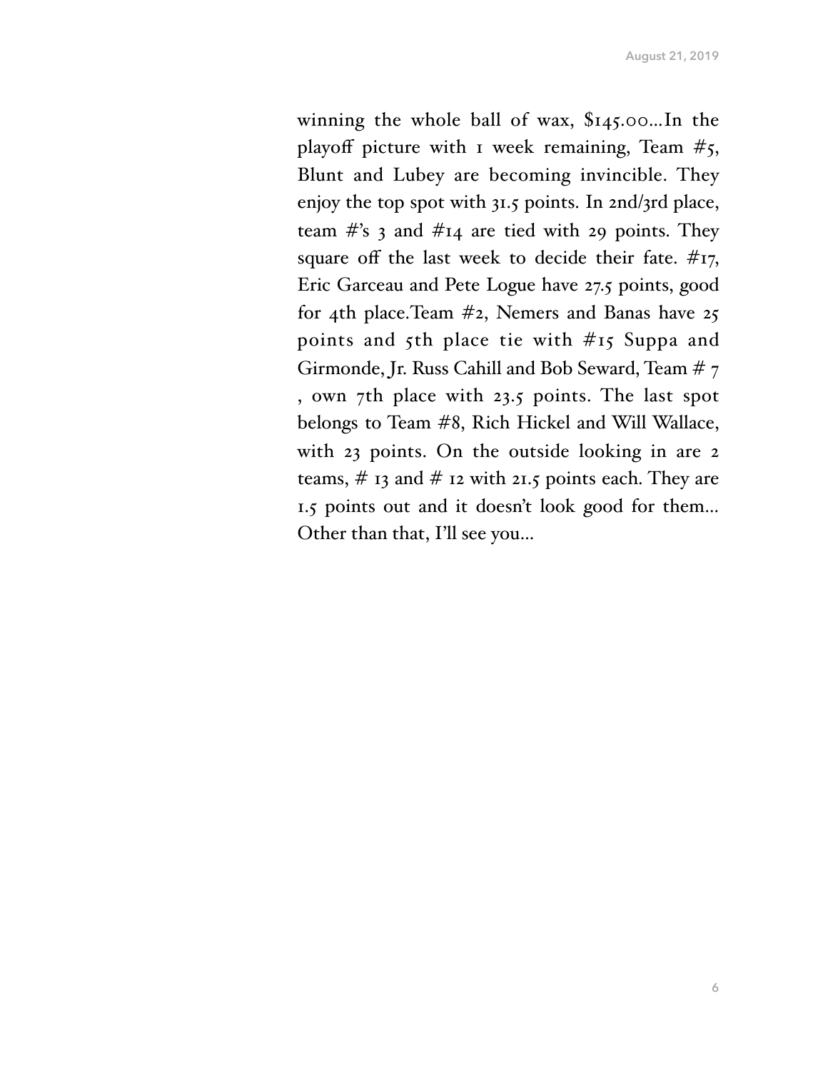winning the whole ball of wax, $145.00...In the playoff picture with 1 week remaining, Team #5, Blunt and Lubey are becoming invincible. They enjoy the top spot with 31.5 points. In 2nd/3rd place, team #'s 3 and #14 are tied with 29 points. They square off the last week to decide their fate. #17, Eric Garceau and Pete Logue have 27.5 points, good for 4th place.Team #2, Nemers and Banas have 25 points and 5th place tie with #15 Suppa and Girmonde, Jr. Russ Cahill and Bob Seward, Team # 7 , own 7th place with 23.5 points. The last spot belongs to Team #8, Rich Hickel and Will Wallace, with 23 points. On the outside looking in are 2 teams, # 13 and # 12 with 21.5 points each. They are 1.5 points out and it doesn't look good for them... Other than that, I'll see you...